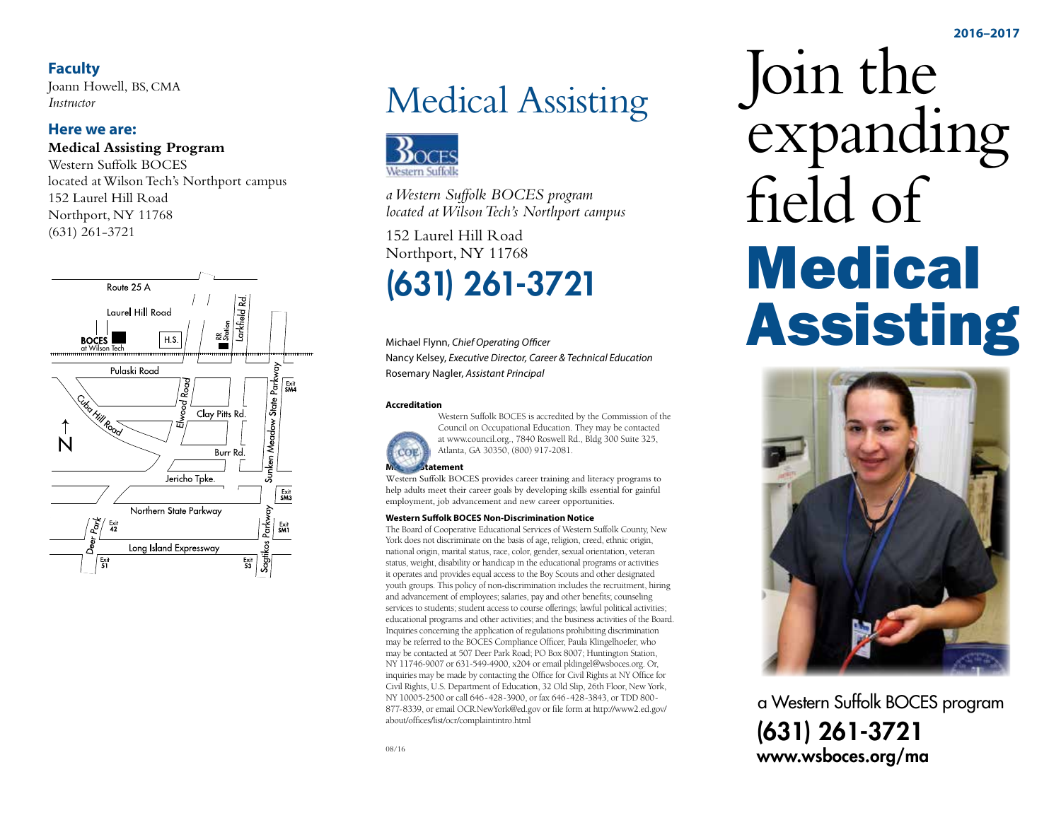**Faculty**
Joann Howell, BS, CMA
*Instructor*

**Here we are:**

**Medical Assisting Program**
Western Suffolk BOCES
located at Wilson Tech's Northport campus
152 Laurel Hill Road
Northport, NY 11768
(631) 261-3721

Route 25 A
Laurel Hill Road
BOCES at Wilson Tech
H.S.
RR Station
Larkfield Rd.
Pulaski Road
Elwood Road
Cuba Hill Road
Clay Pitts Rd.
Burr Rd.
Jericho Tpke.
Sunken Meadow State Parkway
Exit SM4
Exit SM3
Northern State Parkway
Exit SM1
Deer Park
Exit 42
Long Island Expressway
Exit 51
Exit 53
Sagtikos Parkway
N

# Medical Assisting

*a Western Suffolk BOCES program located at Wilson Tech's Northport campus*

152 Laurel Hill Road
Northport, NY 11768

## (631) 261-3721

Michael Flynn, *Chief Operating Officer*
Nancy Kelsey, *Executive Director, Career & Technical Education*
Rosemary Nagler, *Assistant Principal*

**Accreditation**

Western Suffolk BOCES is accredited by the Commission of the Council on Occupational Education. They may be contacted at www.council.org., 7840 Roswell Rd., Bldg 300 Suite 325, Atlanta, GA 30350, (800) 917-2081.

**Mission Statement**

Western Suffolk BOCES provides career training and literacy programs to help adults meet their career goals by developing skills essential for gainful employment, job advancement and new career opportunities.

**Western Suffolk BOCES Non-Discrimination Notice**

The Board of Cooperative Educational Services of Western Suffolk County, New York does not discriminate on the basis of age, religion, creed, ethnic origin, national origin, marital status, race, color, gender, sexual orientation, veteran status, weight, disability or handicap in the educational programs or activities it operates and provides equal access to the Boy Scouts and other designated youth groups. This policy of non-discrimination includes the recruitment, hiring and advancement of employees; salaries, pay and other benefits; counseling services to students; student access to course offerings; lawful political activities; educational programs and other activities; and the business activities of the Board. Inquiries concerning the application of regulations prohibiting discrimination may be referred to the BOCES Compliance Officer, Paula Klingelhoefer, who may be contacted at 507 Deer Park Road; PO Box 8007; Huntington Station, NY 11746-9007 or 631-549-4900, x204 or email pklingel@wsboces.org. Or, inquiries may be made by contacting the Office for Civil Rights at NY Office for Civil Rights, U.S. Department of Education, 32 Old Slip, 26th Floor, New York, NY 10005-2500 or call 646-428-3900, or fax 646-428-3843, or TDD 800-877-8339, or email OCR.NewYork@ed.gov or file form at http://www2.ed.gov/about/offices/list/ocr/complaintintro.html

08/16

**2016–2017**

# Join the expanding field of Medical Assisting

a Western Suffolk BOCES program

**(631) 261-3721**
**www.wsboces.org/ma**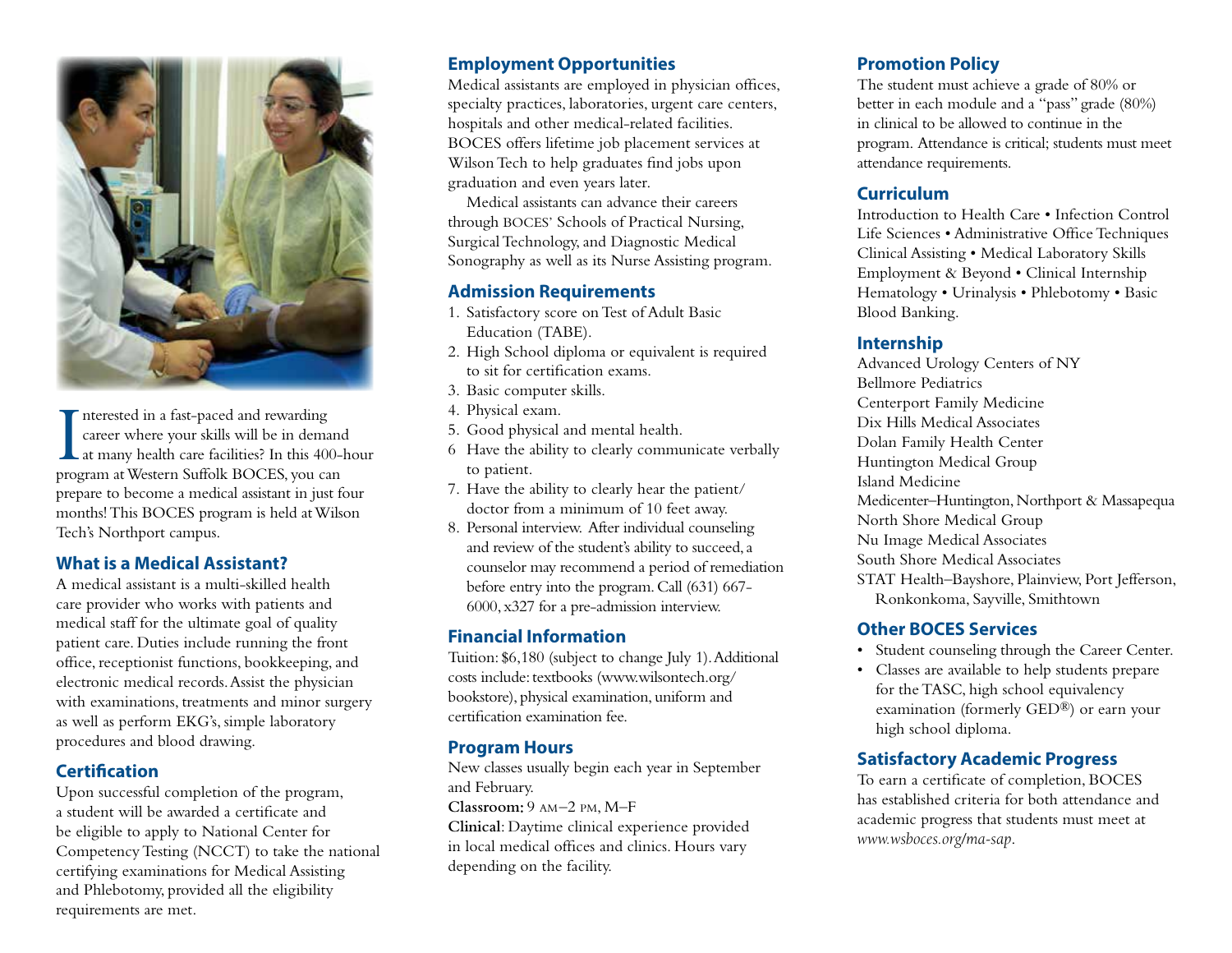Interested in a fast-paced and rewarding career where your skills will be in demand at many health care facilities? In this 400-hour program at Western Suffolk BOCES, you can prepare to become a medical assistant in just four months! This BOCES program is held at Wilson Tech's Northport campus.

## What is a Medical Assistant?

A medical assistant is a multi-skilled health care provider who works with patients and medical staff for the ultimate goal of quality patient care. Duties include running the front office, receptionist functions, bookkeeping, and electronic medical records. Assist the physician with examinations, treatments and minor surgery as well as perform EKG's, simple laboratory procedures and blood drawing.

## Certification

Upon successful completion of the program, a student will be awarded a certificate and be eligible to apply to National Center for Competency Testing (NCCT) to take the national certifying examinations for Medical Assisting and Phlebotomy, provided all the eligibility requirements are met.

## Employment Opportunities

Medical assistants are employed in physician offices, specialty practices, laboratories, urgent care centers, hospitals and other medical-related facilities. BOCES offers lifetime job placement services at Wilson Tech to help graduates find jobs upon graduation and even years later.

Medical assistants can advance their careers through BOCES' Schools of Practical Nursing, Surgical Technology, and Diagnostic Medical Sonography as well as its Nurse Assisting program.

## Admission Requirements

1. Satisfactory score on Test of Adult Basic Education (TABE).
2. High School diploma or equivalent is required to sit for certification exams.
3. Basic computer skills.
4. Physical exam.
5. Good physical and mental health.
6. Have the ability to clearly communicate verbally to patient.
7. Have the ability to clearly hear the patient/doctor from a minimum of 10 feet away.
8. Personal interview. After individual counseling and review of the student's ability to succeed, a counselor may recommend a period of remediation before entry into the program. Call (631) 667-6000, x327 for a pre-admission interview.

## Financial Information

Tuition: $6,180 (subject to change July 1). Additional costs include: textbooks (www.wilsontech.org/bookstore), physical examination, uniform and certification examination fee.

## Program Hours

New classes usually begin each year in September and February.

**Classroom:** 9 AM–2 PM, M–F

**Clinical**: Daytime clinical experience provided in local medical offices and clinics. Hours vary depending on the facility.

## Promotion Policy

The student must achieve a grade of 80% or better in each module and a "pass" grade (80%) in clinical to be allowed to continue in the program. Attendance is critical; students must meet attendance requirements.

## Curriculum

Introduction to Health Care • Infection Control Life Sciences • Administrative Office Techniques Clinical Assisting • Medical Laboratory Skills Employment & Beyond • Clinical Internship Hematology • Urinalysis • Phlebotomy • Basic Blood Banking.

## Internship

Advanced Urology Centers of NY
Bellmore Pediatrics
Centerport Family Medicine
Dix Hills Medical Associates
Dolan Family Health Center
Huntington Medical Group
Island Medicine
Medicenter–Huntington, Northport & Massapequa
North Shore Medical Group
Nu Image Medical Associates
South Shore Medical Associates
STAT Health–Bayshore, Plainview, Port Jefferson, Ronkonkoma, Sayville, Smithtown

## Other BOCES Services

- Student counseling through the Career Center.
- Classes are available to help students prepare for the TASC, high school equivalency examination (formerly GED®) or earn your high school diploma.

## Satisfactory Academic Progress

To earn a certificate of completion, BOCES has established criteria for both attendance and academic progress that students must meet at *www.wsboces.org/ma-sap*.